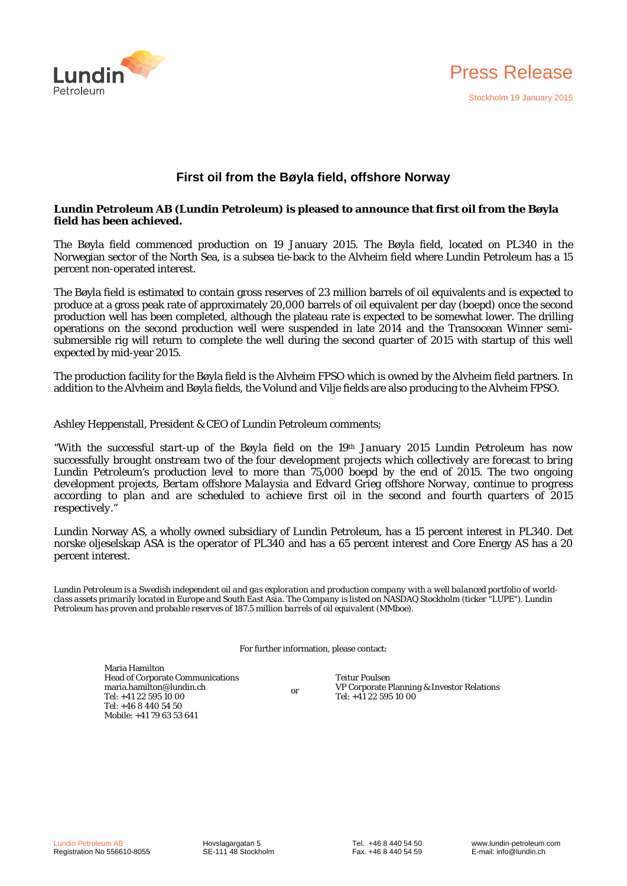Press Release

Stockholm 19 January 2015

# First oil from the Bøyla field, offshore Norway

**Lundin Petroleum AB (Lundin Petroleum) is pleased to announce that first oil from the Bøyla field has been achieved.**

The Bøyla field commenced production on 19 January 2015. The Bøyla field, located on PL340 in the Norwegian sector of the North Sea, is a subsea tie-back to the Alvheim field where Lundin Petroleum has a 15 percent non-operated interest.

The Bøyla field is estimated to contain gross reserves of 23 million barrels of oil equivalents and is expected to produce at a gross peak rate of approximately 20,000 barrels of oil equivalent per day (boepd) once the second production well has been completed, although the plateau rate is expected to be somewhat lower. The drilling operations on the second production well were suspended in late 2014 and the Transocean Winner semi-submersible rig will return to complete the well during the second quarter of 2015 with startup of this well expected by mid-year 2015.

The production facility for the Bøyla field is the Alvheim FPSO which is owned by the Alvheim field partners. In addition to the Alvheim and Bøyla fields, the Volund and Vilje fields are also producing to the Alvheim FPSO.

Ashley Heppenstall, President & CEO of Lundin Petroleum comments;

*"With the successful start-up of the Bøyla field on the 19th January 2015 Lundin Petroleum has now successfully brought onstream two of the four development projects which collectively are forecast to bring Lundin Petroleum's production level to more than 75,000 boepd by the end of 2015. The two ongoing development projects, Bertam offshore Malaysia and Edvard Grieg offshore Norway, continue to progress according to plan and are scheduled to achieve first oil in the second and fourth quarters of 2015 respectively."*

Lundin Norway AS, a wholly owned subsidiary of Lundin Petroleum, has a 15 percent interest in PL340. Det norske oljeselskap ASA is the operator of PL340 and has a 65 percent interest and Core Energy AS has a 20 percent interest.

*Lundin Petroleum is a Swedish independent oil and gas exploration and production company with a well balanced portfolio of world-class assets primarily located in Europe and South East Asia. The Company is listed on NASDAQ Stockholm (ticker "LUPE"). Lundin Petroleum has proven and probable reserves of 187.5 million barrels of oil equivalent (MMboe).*

For further information, please contact:

Maria Hamilton
Head of Corporate Communications
maria.hamilton@lundin.ch
Tel: +41 22 595 10 00
Tel: +46 8 440 54 50
Mobile: +41 79 63 53 641

or

Teitur Poulsen
VP Corporate Planning & Investor Relations
Tel: +41 22 595 10 00

Lundin Petroleum AB
Registration No 556610-8055

Hovslagargatan 5
SE-111 48 Stockholm

Tel. +46 8 440 54 50
Fax. +46 8 440 54 59

www.lundin-petroleum.com
E-mail: info@lundin.ch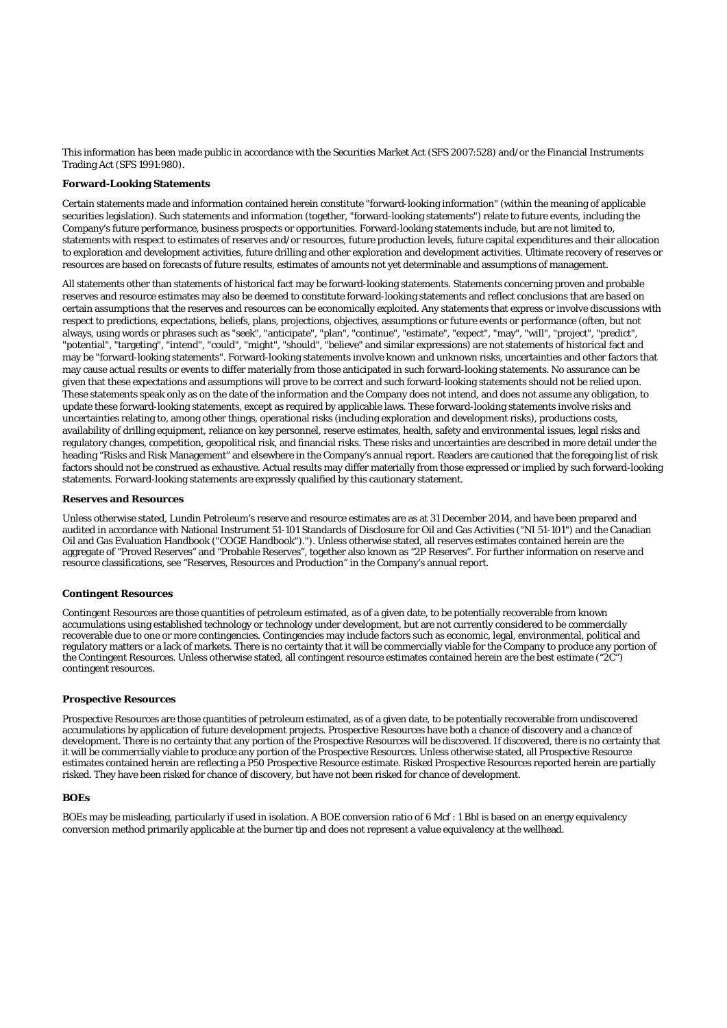This information has been made public in accordance with the Securities Market Act (SFS 2007:528) and/or the Financial Instruments Trading Act (SFS 1991:980).

**Forward-Looking Statements**

Certain statements made and information contained herein constitute "forward-looking information" (within the meaning of applicable securities legislation). Such statements and information (together, "forward-looking statements") relate to future events, including the Company's future performance, business prospects or opportunities. Forward-looking statements include, but are not limited to, statements with respect to estimates of reserves and/or resources, future production levels, future capital expenditures and their allocation to exploration and development activities, future drilling and other exploration and development activities. Ultimate recovery of reserves or resources are based on forecasts of future results, estimates of amounts not yet determinable and assumptions of management.

All statements other than statements of historical fact may be forward-looking statements. Statements concerning proven and probable reserves and resource estimates may also be deemed to constitute forward-looking statements and reflect conclusions that are based on certain assumptions that the reserves and resources can be economically exploited. Any statements that express or involve discussions with respect to predictions, expectations, beliefs, plans, projections, objectives, assumptions or future events or performance (often, but not always, using words or phrases such as "seek", "anticipate", "plan", "continue", "estimate", "expect", "may", "will", "project", "predict", "potential", "targeting", "intend", "could", "might", "should", "believe" and similar expressions) are not statements of historical fact and may be "forward-looking statements". Forward-looking statements involve known and unknown risks, uncertainties and other factors that may cause actual results or events to differ materially from those anticipated in such forward-looking statements. No assurance can be given that these expectations and assumptions will prove to be correct and such forward-looking statements should not be relied upon. These statements speak only as on the date of the information and the Company does not intend, and does not assume any obligation, to update these forward-looking statements, except as required by applicable laws. These forward-looking statements involve risks and uncertainties relating to, among other things, operational risks (including exploration and development risks), productions costs, availability of drilling equipment, reliance on key personnel, reserve estimates, health, safety and environmental issues, legal risks and regulatory changes, competition, geopolitical risk, and financial risks. These risks and uncertainties are described in more detail under the heading "Risks and Risk Management" and elsewhere in the Company's annual report. Readers are cautioned that the foregoing list of risk factors should not be construed as exhaustive. Actual results may differ materially from those expressed or implied by such forward-looking statements. Forward-looking statements are expressly qualified by this cautionary statement.

**Reserves and Resources**

Unless otherwise stated, Lundin Petroleum's reserve and resource estimates are as at 31 December 2014, and have been prepared and audited in accordance with National Instrument 51-101 Standards of Disclosure for Oil and Gas Activities ("NI 51-101") and the Canadian Oil and Gas Evaluation Handbook ("COGE Handbook")."). Unless otherwise stated, all reserves estimates contained herein are the aggregate of "Proved Reserves" and "Probable Reserves", together also known as "2P Reserves". For further information on reserve and resource classifications, see "Reserves, Resources and Production" in the Company's annual report.

**Contingent Resources**

Contingent Resources are those quantities of petroleum estimated, as of a given date, to be potentially recoverable from known accumulations using established technology or technology under development, but are not currently considered to be commercially recoverable due to one or more contingencies. Contingencies may include factors such as economic, legal, environmental, political and regulatory matters or a lack of markets. There is no certainty that it will be commercially viable for the Company to produce any portion of the Contingent Resources. Unless otherwise stated, all contingent resource estimates contained herein are the best estimate ("2C") contingent resources.

**Prospective Resources**

Prospective Resources are those quantities of petroleum estimated, as of a given date, to be potentially recoverable from undiscovered accumulations by application of future development projects. Prospective Resources have both a chance of discovery and a chance of development. There is no certainty that any portion of the Prospective Resources will be discovered. If discovered, there is no certainty that it will be commercially viable to produce any portion of the Prospective Resources. Unless otherwise stated, all Prospective Resource estimates contained herein are reflecting a P50 Prospective Resource estimate. Risked Prospective Resources reported herein are partially risked. They have been risked for chance of discovery, but have not been risked for chance of development.

**BOEs**

BOEs may be misleading, particularly if used in isolation. A BOE conversion ratio of 6 Mcf : 1 Bbl is based on an energy equivalency conversion method primarily applicable at the burner tip and does not represent a value equivalency at the wellhead.